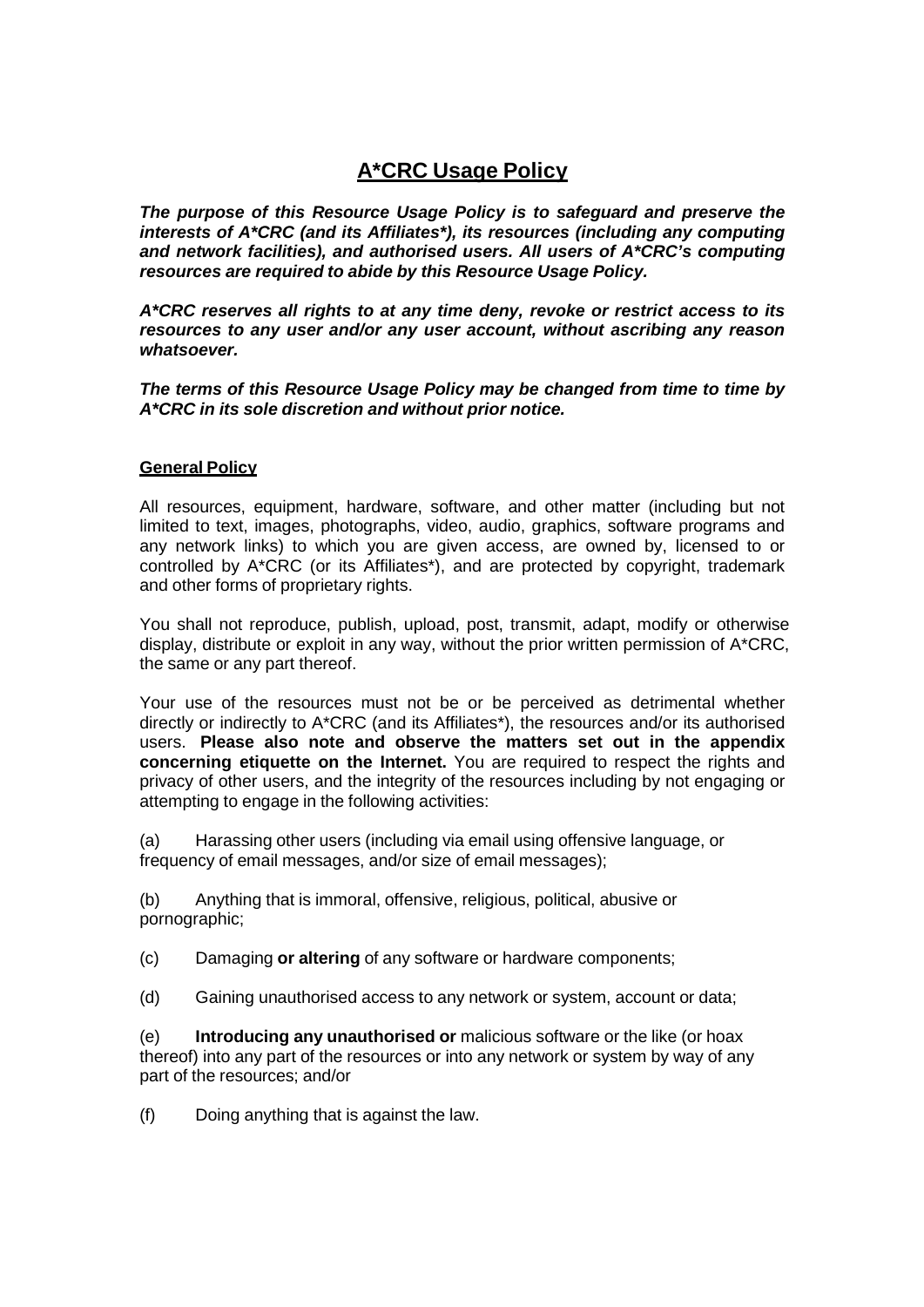# A*CRC Usage Policy

***The purpose of this Resource Usage Policy is to safeguard and preserve the interests of A*CRC (and its Affiliates*), its resources (including any computing and network facilities), and authorised users. All users of A*CRC's computing resources are required to abide by this Resource Usage Policy.***

***A*CRC reserves all rights to at any time deny, revoke or restrict access to its resources to any user and/or any user account, without ascribing any reason whatsoever.***

***The terms of this Resource Usage Policy may be changed from time to time by A*CRC in its sole discretion and without prior notice.***

## General Policy

All resources, equipment, hardware, software, and other matter (including but not limited to text, images, photographs, video, audio, graphics, software programs and any network links) to which you are given access, are owned by, licensed to or controlled by A*CRC (or its Affiliates*), and are protected by copyright, trademark and other forms of proprietary rights.

You shall not reproduce, publish, upload, post, transmit, adapt, modify or otherwise display, distribute or exploit in any way, without the prior written permission of A*CRC, the same or any part thereof.

Your use of the resources must not be or be perceived as detrimental whether directly or indirectly to A*CRC (and its Affiliates*), the resources and/or its authorised users. **Please also note and observe the matters set out in the appendix concerning etiquette on the Internet.** You are required to respect the rights and privacy of other users, and the integrity of the resources including by not engaging or attempting to engage in the following activities:

(a) Harassing other users (including via email using offensive language, or frequency of email messages, and/or size of email messages);

(b) Anything that is immoral, offensive, religious, political, abusive or pornographic;

(c) Damaging **or altering** of any software or hardware components;

(d) Gaining unauthorised access to any network or system, account or data;

(e) **Introducing any unauthorised or** malicious software or the like (or hoax thereof) into any part of the resources or into any network or system by way of any part of the resources; and/or

(f) Doing anything that is against the law.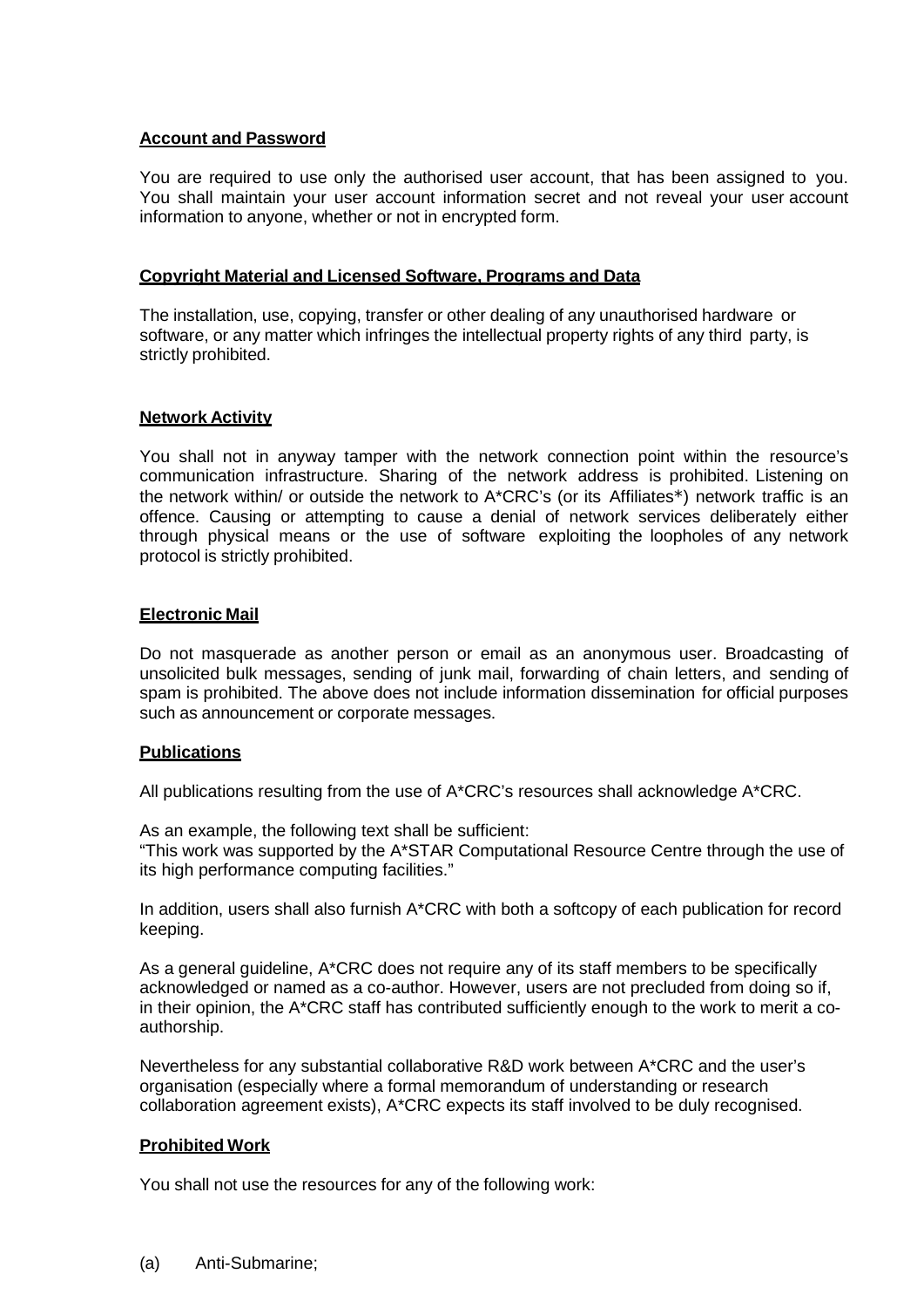**Account and Password**

You are required to use only the authorised user account, that has been assigned to you. You shall maintain your user account information secret and not reveal your user account information to anyone, whether or not in encrypted form.

**Copyright Material and Licensed Software, Programs and Data**

The installation, use, copying, transfer or other dealing of any unauthorised hardware or software, or any matter which infringes the intellectual property rights of any third party, is strictly prohibited.

**Network Activity**

You shall not in anyway tamper with the network connection point within the resource's communication infrastructure. Sharing of the network address is prohibited. Listening on the network within/ or outside the network to A*CRC's (or its Affiliates*) network traffic is an offence. Causing or attempting to cause a denial of network services deliberately either through physical means or the use of software exploiting the loopholes of any network protocol is strictly prohibited.

**Electronic Mail**

Do not masquerade as another person or email as an anonymous user. Broadcasting of unsolicited bulk messages, sending of junk mail, forwarding of chain letters, and sending of spam is prohibited. The above does not include information dissemination for official purposes such as announcement or corporate messages.

**Publications**

All publications resulting from the use of A*CRC's resources shall acknowledge A*CRC.

As an example, the following text shall be sufficient:
"This work was supported by the A*STAR Computational Resource Centre through the use of its high performance computing facilities."

In addition, users shall also furnish A*CRC with both a softcopy of each publication for record keeping.

As a general guideline, A*CRC does not require any of its staff members to be specifically acknowledged or named as a co-author. However, users are not precluded from doing so if, in their opinion, the A*CRC staff has contributed sufficiently enough to the work to merit a co-authorship.

Nevertheless for any substantial collaborative R&D work between A*CRC and the user's organisation (especially where a formal memorandum of understanding or research collaboration agreement exists), A*CRC expects its staff involved to be duly recognised.

**Prohibited Work**

You shall not use the resources for any of the following work:

(a) Anti-Submarine;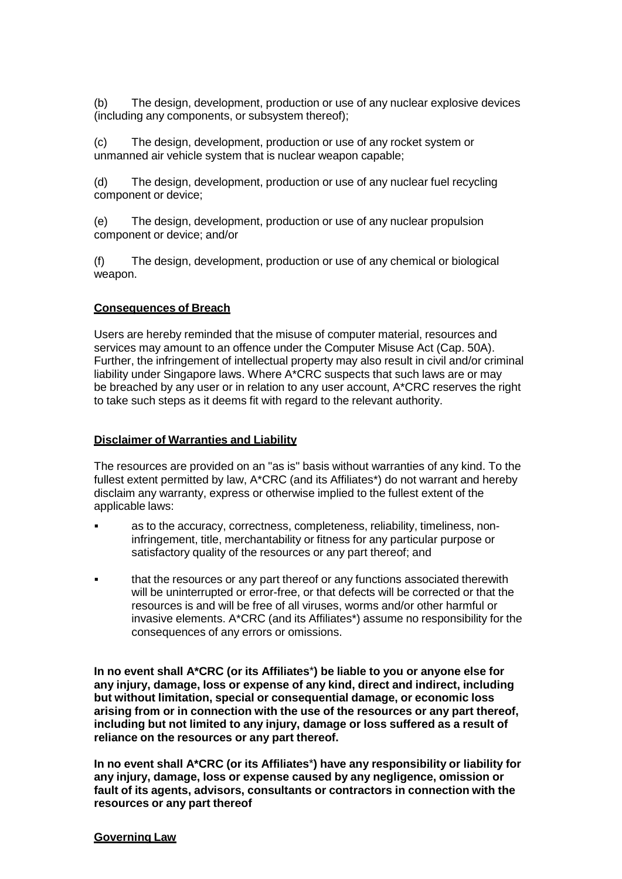(b) The design, development, production or use of any nuclear explosive devices (including any components, or subsystem thereof);

(c) The design, development, production or use of any rocket system or unmanned air vehicle system that is nuclear weapon capable;

(d) The design, development, production or use of any nuclear fuel recycling component or device;

(e) The design, development, production or use of any nuclear propulsion component or device; and/or

(f) The design, development, production or use of any chemical or biological weapon.

**Consequences of Breach**

Users are hereby reminded that the misuse of computer material, resources and services may amount to an offence under the Computer Misuse Act (Cap. 50A). Further, the infringement of intellectual property may also result in civil and/or criminal liability under Singapore laws. Where A*CRC suspects that such laws are or may be breached by any user or in relation to any user account, A*CRC reserves the right to take such steps as it deems fit with regard to the relevant authority.

**Disclaimer of Warranties and Liability**

The resources are provided on an "as is" basis without warranties of any kind. To the fullest extent permitted by law, A*CRC (and its Affiliates*) do not warrant and hereby disclaim any warranty, express or otherwise implied to the fullest extent of the applicable laws:

- as to the accuracy, correctness, completeness, reliability, timeliness, non-infringement, title, merchantability or fitness for any particular purpose or satisfactory quality of the resources or any part thereof; and
- that the resources or any part thereof or any functions associated therewith will be uninterrupted or error-free, or that defects will be corrected or that the resources is and will be free of all viruses, worms and/or other harmful or invasive elements. A*CRC (and its Affiliates*) assume no responsibility for the consequences of any errors or omissions.

**In no event shall A*CRC (or its Affiliates*) be liable to you or anyone else for any injury, damage, loss or expense of any kind, direct and indirect, including but without limitation, special or consequential damage, or economic loss arising from or in connection with the use of the resources or any part thereof, including but not limited to any injury, damage or loss suffered as a result of reliance on the resources or any part thereof.**

**In no event shall A*CRC (or its Affiliates*) have any responsibility or liability for any injury, damage, loss or expense caused by any negligence, omission or fault of its agents, advisors, consultants or contractors in connection with the resources or any part thereof**

**Governing Law**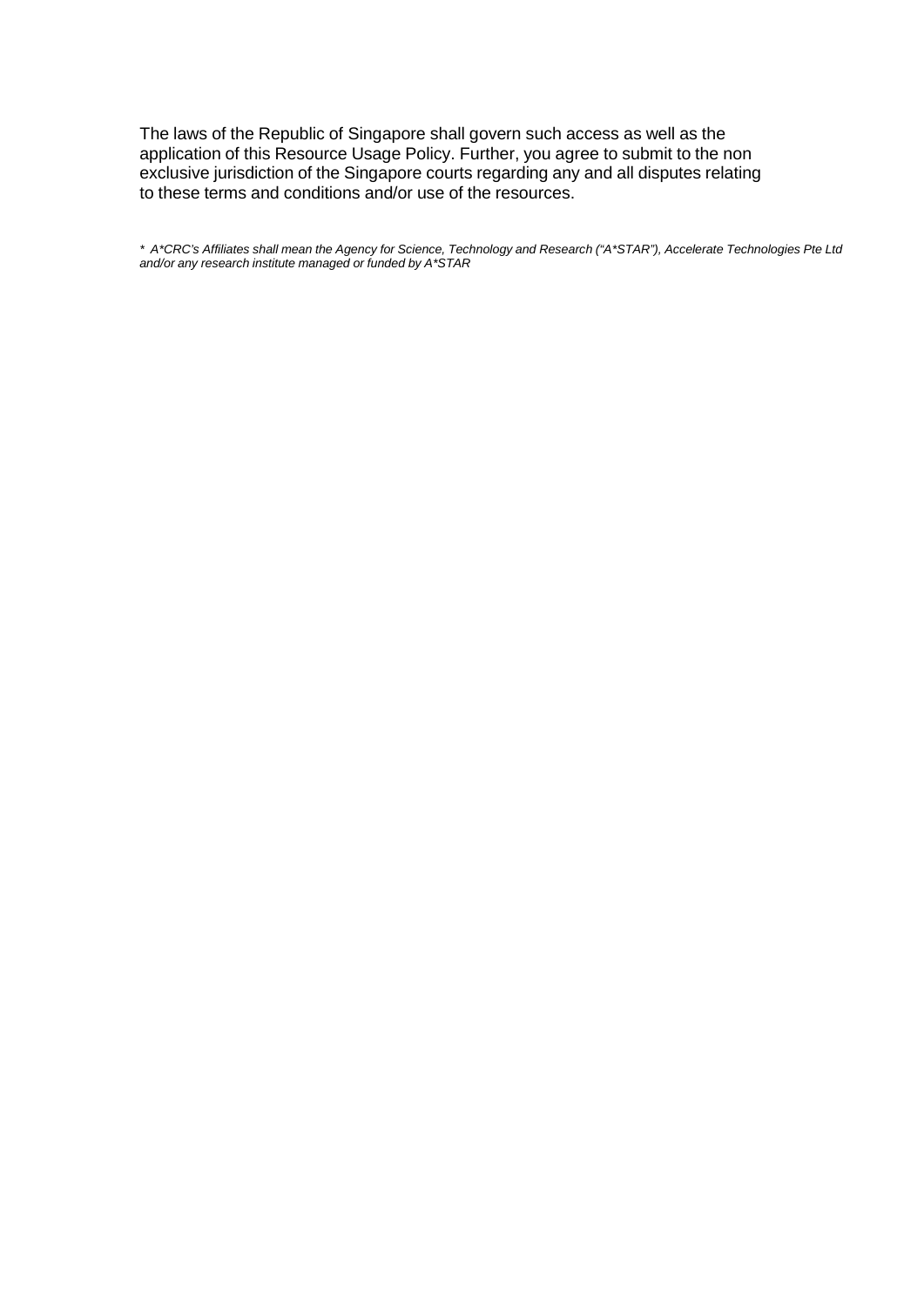The laws of the Republic of Singapore shall govern such access as well as the application of this Resource Usage Policy. Further, you agree to submit to the non exclusive jurisdiction of the Singapore courts regarding any and all disputes relating to these terms and conditions and/or use of the resources.

*\* A*CRC's Affiliates shall mean the Agency for Science, Technology and Research ("A*STAR"), Accelerate Technologies Pte Ltd and/or any research institute managed or funded by A*STAR*